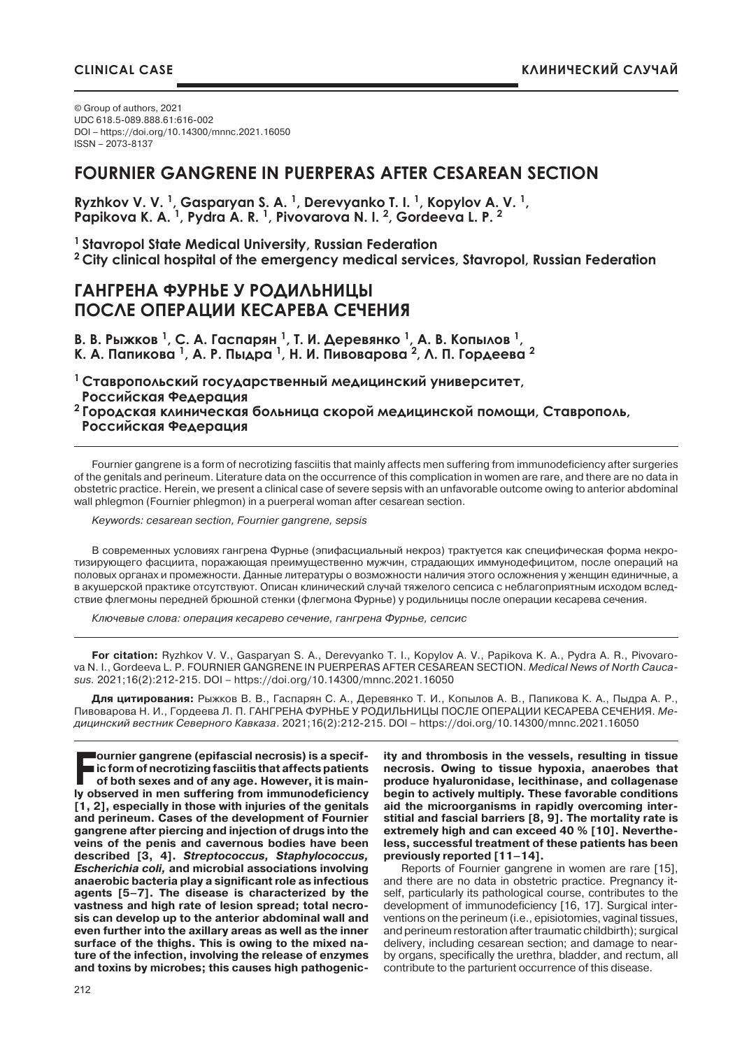CLINICAL CASE

КЛИНИЧЕСКИЙ СЛУЧАЙ

© Group of authors, 2021
UDC 618.5-089.888.61:616-002
DOI – https://doi.org/10.14300/mnnc.2021.16050
ISSN – 2073-8137

# FOURNIER GANGRENE IN PUERPERAS AFTER CESAREAN SECTION

**Ryzhkov V. V. [1], Gasparyan S. A. [1], Derevyanko T. I. [1], Kopylov A. V. [1], Papikova K. A. [1], Pydra A. R. [1], Pivovarova N. I. [2], Gordeeva L. P. [2]**

**[1] Stavropol State Medical University, Russian Federation**
**[2] City clinical hospital of the emergency medical services, Stavropol, Russian Federation**

# ГАНГРЕНА ФУРНЬЕ У РОДИЛЬНИЦЫ ПОСЛЕ ОПЕРАЦИИ КЕСАРЕВА СЕЧЕНИЯ

**В. В. Рыжков [1], С. А. Гаспарян [1], Т. И. Деревянко [1], А. В. Копылов [1], К. А. Папикова [1], А. Р. Пыдра [1], Н. И. Пивоварова [2], Л. П. Гордеева [2]**

**[1] Ставропольский государственный медицинский университет, Российская Федерация**
**[2] Городская клиническая больница скорой медицинской помощи, Ставрополь, Российская Федерация**

Fournier gangrene is a form of necrotizing fasciitis that mainly affects men suffering from immunodeficiency after surgeries of the genitals and perineum. Literature data on the occurrence of this complication in women are rare, and there are no data in obstetric practice. Herein, we present a clinical case of severe sepsis with an unfavorable outcome owing to anterior abdominal wall phlegmon (Fournier phlegmon) in a puerperal woman after cesarean section.

*Keywords: cesarean section, Fournier gangrene, sepsis*

В современных условиях гангрена Фурнье (эпифасциальный некроз) трактуется как специфическая форма некротизирующего фасциита, поражающая преимущественно мужчин, страдающих иммунодефицитом, после операций на половых органах и промежности. Данные литературы о возможности наличия этого осложнения у женщин единичные, а в акушерской практике отсутствуют. Описан клинический случай тяжелого сепсиса с неблагоприятным исходом вследствие флегмоны передней брюшной стенки (флегмона Фурнье) у родильницы после операции кесарева сечения.

*Ключевые слова: операция кесарево сечение, гангрена Фурнье, сепсис*

**For citation:** Ryzhkov V. V., Gasparyan S. A., Derevyanko T. I., Kopylov A. V., Papikova K. A., Pydra A. R., Pivovarova N. I., Gordeeva L. P. FOURNIER GANGRENE IN PUERPERAS AFTER CESAREAN SECTION. *Medical News of North Caucasus.* 2021;16(2):212-215. DOI – https://doi.org/10.14300/mnnc.2021.16050

**Для цитирования:** Рыжков В. В., Гаспарян С. А., Деревянко Т. И., Копылов А. В., Папикова К. А., Пыдра А. Р., Пивоварова Н. И., Гордеева Л. П. ГАНГРЕНА ФУРНЬЕ У РОДИЛЬНИЦЫ ПОСЛЕ ОПЕРАЦИИ КЕСАРЕВА СЕЧЕНИЯ. *Медицинский вестник Северного Кавказа*. 2021;16(2):212-215. DOI – https://doi.org/10.14300/mnnc.2021.16050

**Fournier gangrene (epifascial necrosis) is a specific form of necrotizing fasciitis that affects patients of both sexes and of any age. However, it is mainly observed in men suffering from immunodeficiency [1, 2], especially in those with injuries of the genitals and perineum. Cases of the development of Fournier gangrene after piercing and injection of drugs into the veins of the penis and cavernous bodies have been described [3, 4].** ***Streptococcus, Staphylococcus, Escherichia coli,*** **and microbial associations involving anaerobic bacteria play a significant role as infectious agents [5–7]. The disease is characterized by the vastness and high rate of lesion spread; total necrosis can develop up to the anterior abdominal wall and even further into the axillary areas as well as the inner surface of the thighs. This is owing to the mixed nature of the infection, involving the release of enzymes and toxins by microbes; this causes high pathogenicity and thrombosis in the vessels, resulting in tissue necrosis. Owing to tissue hypoxia, anaerobes that produce hyaluronidase, lecithinase, and collagenase begin to actively multiply. These favorable conditions aid the microorganisms in rapidly overcoming interstitial and fascial barriers [8, 9]. The mortality rate is extremely high and can exceed 40 % [10]. Nevertheless, successful treatment of these patients has been previously reported [11–14].**

Reports of Fournier gangrene in women are rare [15], and there are no data in obstetric practice. Pregnancy itself, particularly its pathological course, contributes to the development of immunodeficiency [16, 17]. Surgical interventions on the perineum (i.e., episiotomies, vaginal tissues, and perineum restoration after traumatic childbirth); surgical delivery, including cesarean section; and damage to nearby organs, specifically the urethra, bladder, and rectum, all contribute to the parturient occurrence of this disease.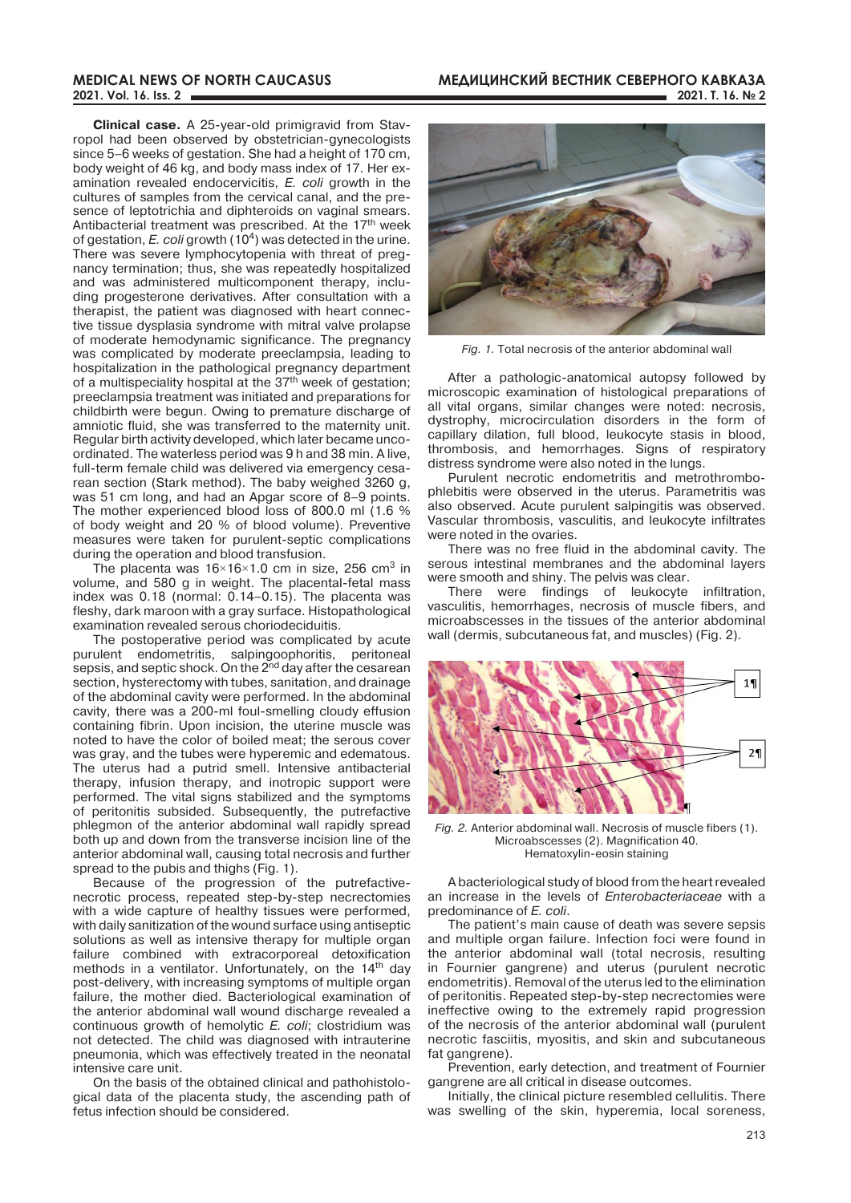**Clinical case.** A 25-year-old primigravid from Stavropol had been observed by obstetrician-gynecologists since 5–6 weeks of gestation. She had a height of 170 cm, body weight of 46 kg, and body mass index of 17. Her examination revealed endocervicitis, *E. coli* growth in the cultures of samples from the cervical canal, and the presence of leptotrichia and diphteroids on vaginal smears. Antibacterial treatment was prescribed. At the 17th week of gestation, *E. coli* growth ($10^4$) was detected in the urine. There was severe lymphocytopenia with threat of pregnancy termination; thus, she was repeatedly hospitalized and was administered multicomponent therapy, including progesterone derivatives. After consultation with a therapist, the patient was diagnosed with heart connective tissue dysplasia syndrome with mitral valve prolapse of moderate hemodynamic significance. The pregnancy was complicated by moderate preeclampsia, leading to hospitalization in the pathological pregnancy department of a multispeciality hospital at the 37th week of gestation; preeclampsia treatment was initiated and preparations for childbirth were begun. Owing to premature discharge of amniotic fluid, she was transferred to the maternity unit. Regular birth activity developed, which later became uncoordinated. The waterless period was 9 h and 38 min. A live, full-term female child was delivered via emergency cesarean section (Stark method). The baby weighed 3260 g, was 51 cm long, and had an Apgar score of 8–9 points. The mother experienced blood loss of 800.0 ml (1.6 % of body weight and 20 % of blood volume). Preventive measures were taken for purulent-septic complications during the operation and blood transfusion.

The placenta was 16×16×1.0 cm in size, 256 $cm^3$ in volume, and 580 g in weight. The placental-fetal mass index was 0.18 (normal: 0.14–0.15). The placenta was fleshy, dark maroon with a gray surface. Histopathological examination revealed serous choriodeciduitis.

The postoperative period was complicated by acute purulent endometritis, salpingoophoritis, peritoneal sepsis, and septic shock. On the 2nd day after the cesarean section, hysterectomy with tubes, sanitation, and drainage of the abdominal cavity were performed. In the abdominal cavity, there was a 200-ml foul-smelling cloudy effusion containing fibrin. Upon incision, the uterine muscle was noted to have the color of boiled meat; the serous cover was gray, and the tubes were hyperemic and edematous. The uterus had a putrid smell. Intensive antibacterial therapy, infusion therapy, and inotropic support were performed. The vital signs stabilized and the symptoms of peritonitis subsided. Subsequently, the putrefactive phlegmon of the anterior abdominal wall rapidly spread both up and down from the transverse incision line of the anterior abdominal wall, causing total necrosis and further spread to the pubis and thighs (Fig. 1).

Because of the progression of the putrefactive-necrotic process, repeated step-by-step necrectomies with a wide capture of healthy tissues were performed, with daily sanitization of the wound surface using antiseptic solutions as well as intensive therapy for multiple organ failure combined with extracorporeal detoxification methods in a ventilator. Unfortunately, on the 14th day post-delivery, with increasing symptoms of multiple organ failure, the mother died. Bacteriological examination of the anterior abdominal wall wound discharge revealed a continuous growth of hemolytic *E. coli*; clostridium was not detected. The child was diagnosed with intrauterine pneumonia, which was effectively treated in the neonatal intensive care unit.

On the basis of the obtained clinical and pathohistological data of the placenta study, the ascending path of fetus infection should be considered.

*Fig. 1.* Total necrosis of the anterior abdominal wall

After a pathologic-anatomical autopsy followed by microscopic examination of histological preparations of all vital organs, similar changes were noted: necrosis, dystrophy, microcirculation disorders in the form of capillary dilation, full blood, leukocyte stasis in blood, thrombosis, and hemorrhages. Signs of respiratory distress syndrome were also noted in the lungs.

Purulent necrotic endometritis and metrothrombophlebitis were observed in the uterus. Parametritis was also observed. Acute purulent salpingitis was observed. Vascular thrombosis, vasculitis, and leukocyte infiltrates were noted in the ovaries.

There was no free fluid in the abdominal cavity. The serous intestinal membranes and the abdominal layers were smooth and shiny. The pelvis was clear.

There were findings of leukocyte infiltration, vasculitis, hemorrhages, necrosis of muscle fibers, and microabscesses in the tissues of the anterior abdominal wall (dermis, subcutaneous fat, and muscles) (Fig. 2).

*Fig. 2.* Anterior abdominal wall. Necrosis of muscle fibers (1). Microabscesses (2). Magnification 40. Hematoxylin-eosin staining

A bacteriological study of blood from the heart revealed an increase in the levels of *Enterobacteriaceae* with a predominance of *E. coli*.

The patient's main cause of death was severe sepsis and multiple organ failure. Infection foci were found in the anterior abdominal wall (total necrosis, resulting in Fournier gangrene) and uterus (purulent necrotic endometritis). Removal of the uterus led to the elimination of peritonitis. Repeated step-by-step necrectomies were ineffective owing to the extremely rapid progression of the necrosis of the anterior abdominal wall (purulent necrotic fasciitis, myositis, and skin and subcutaneous fat gangrene).

Prevention, early detection, and treatment of Fournier gangrene are all critical in disease outcomes.

Initially, the clinical picture resembled cellulitis. There was swelling of the skin, hyperemia, local soreness,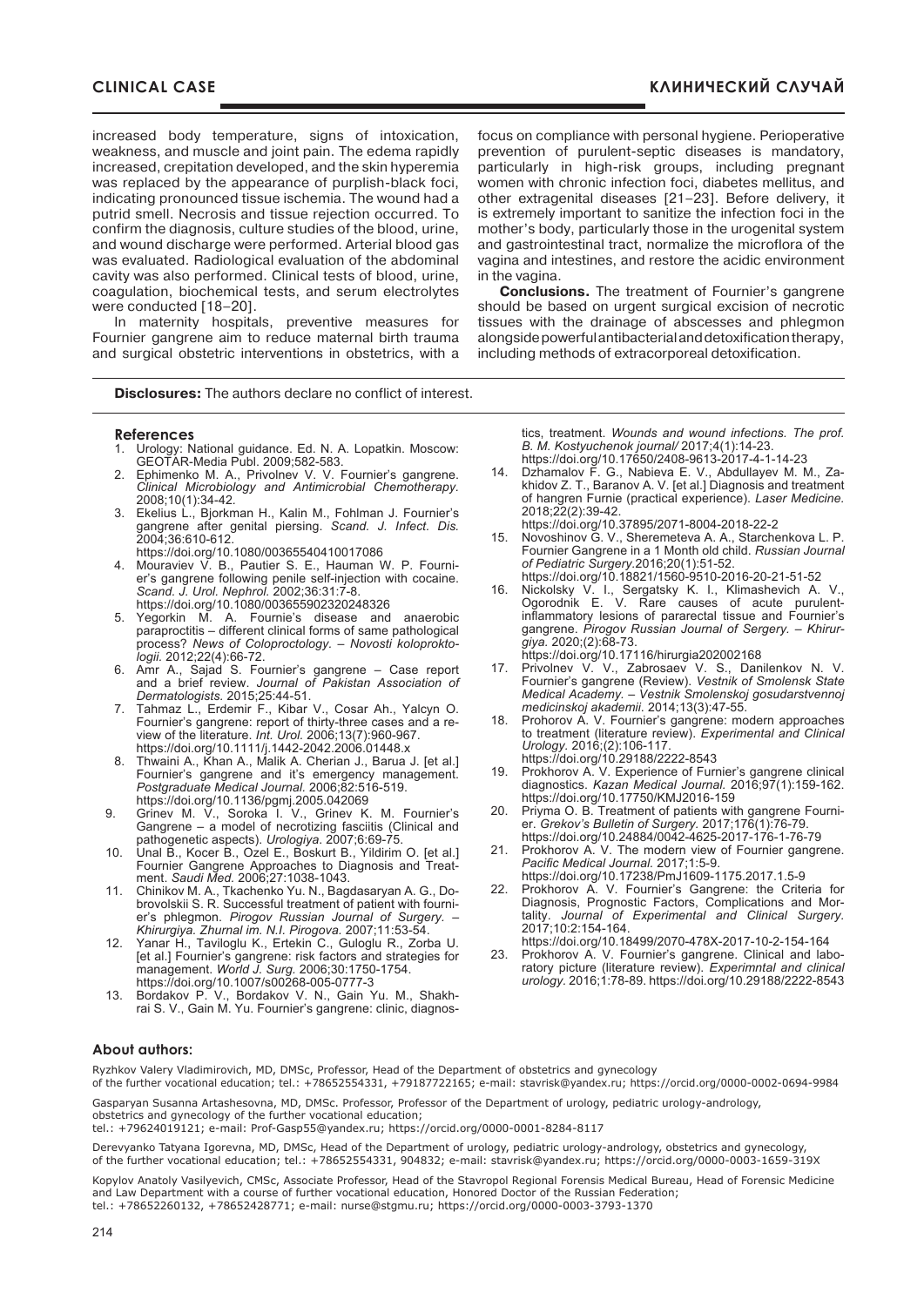increased body temperature, signs of intoxication, weakness, and muscle and joint pain. The edema rapidly increased, crepitation developed, and the skin hyperemia was replaced by the appearance of purplish-black foci, indicating pronounced tissue ischemia. The wound had a putrid smell. Necrosis and tissue rejection occurred. To confirm the diagnosis, culture studies of the blood, urine, and wound discharge were performed. Arterial blood gas was evaluated. Radiological evaluation of the abdominal cavity was also performed. Clinical tests of blood, urine, coagulation, biochemical tests, and serum electrolytes were conducted [18–20].

In maternity hospitals, preventive measures for Fournier gangrene aim to reduce maternal birth trauma and surgical obstetric interventions in obstetrics, with a focus on compliance with personal hygiene. Perioperative prevention of purulent-septic diseases is mandatory, particularly in high-risk groups, including pregnant women with chronic infection foci, diabetes mellitus, and other extragenital diseases [21–23]. Before delivery, it is extremely important to sanitize the infection foci in the mother's body, particularly those in the urogenital system and gastrointestinal tract, normalize the microflora of the vagina and intestines, and restore the acidic environment in the vagina.

**Conclusions.** The treatment of Fournier's gangrene should be based on urgent surgical excision of necrotic tissues with the drainage of abscesses and phlegmon alongside powerful antibacterial and detoxification therapy, including methods of extracorporeal detoxification.

**Disclosures:** The authors declare no conflict of interest.

## References

1. Urology: National guidance. Ed. N. A. Lopatkin. Moscow: GEOTAR-Media Publ. 2009;582-583.
2. Ephimenko M. A., Privolnev V. V. Fournier's gangrene. *Clinical Microbiology and Antimicrobial Chemotherapy.* 2008;10(1):34-42.
3. Ekelius L., Bjorkman H., Kalin M., Fohlman J. Fournier's gangrene after genital piersing. *Scand. J. Infect. Dis.* 2004;36:610-612. https://doi.org/10.1080/00365540410017086
4. Mouraviev V. B., Pautier S. E., Hauman W. P. Fournier's gangrene following penile self-injection with cocaine. *Scand. J. Urol. Nephrol.* 2002;36:31:7-8. https://doi.org/10.1080/003655902320248326
5. Yegorkin M. A. Fournie's disease and anaerobic paraproctitis – different clinical forms of same pathological process? *News of Coloproctology. – Novosti koloproktologii.* 2012;22(4):66-72.
6. Amr A., Sajad S. Fournier's gangrene – Case report and a brief review. *Journal of Pakistan Association of Dermatologists.* 2015;25:44-51.
7. Tahmaz L., Erdemir F., Kibar V., Cosar Ah., Yalcyn O. Fournier's gangrene: report of thirty-three cases and a review of the literature. *Int. Urol.* 2006;13(7):960-967. https://doi.org/10.1111/j.1442-2042.2006.01448.x
8. Thwaini A., Khan A., Malik A. Cherian J., Barua J. [et al.] Fournier's gangrene and it's emergency management. *Postgraduate Medical Journal.* 2006;82:516-519. https://doi.org/10.1136/pgmj.2005.042069
9. Grinev M. V., Soroka I. V., Grinev K. M. Fournier's Gangrene – a model of necrotizing fasciitis (Clinical and pathogenetic aspects). *Urologiya.* 2007;6:69-75.
10. Unal B., Kocer B., Ozel E., Boskurt B., Yildirim O. [et al.] Fournier Gangrene Approaches to Diagnosis and Treatment. *Saudi Med.* 2006;27:1038-1043.
11. Chinikov M. A., Tkachenko Yu. N., Bagdasaryan A. G., Dobrovolskii S. R. Successful treatment of patient with fournier's phlegmon. *Pirogov Russian Journal of Surgery. – Khirurgiya. Zhurnal im. N.I. Pirogova.* 2007;11:53-54.
12. Yanar H., Taviloglu K., Ertekin C., Guloglu R., Zorba U. [et al.] Fournier's gangrene: risk factors and strategies for management. *World J. Surg.* 2006;30:1750-1754. https://doi.org/10.1007/s00268-005-0777-3
13. Bordakov P. V., Bordakov V. N., Gain Yu. M., Shakhrai S. V., Gain M. Yu. Fournier's gangrene: clinic, diagnostics, treatment. *Wounds and wound infections. The prof. B. M. Kostyuchenok journal/* 2017;4(1):14-23. https://doi.org/10.17650/2408-9613-2017-4-1-14-23
14. Dzhamalov F. G., Nabieva E. V., Abdullayev M. M., Zakhidov Z. T., Baranov A. V. [et al.] Diagnosis and treatment of hangren Furnie (practical experience). *Laser Medicine.* 2018;22(2):39-42. https://doi.org/10.37895/2071-8004-2018-22-2
15. Novoshinov G. V., Sheremeteva A. A., Starchenkova L. P. Fournier Gangrene in a 1 Month old child. *Russian Journal of Pediatric Surgery.* 2016;20(1):51-52. https://doi.org/10.18821/1560-9510-2016-20-21-51-52
16. Nickolsky V. I., Sergatsky K. I., Klimashevich A. V., Ogorodnik E. V. Rare causes of acute purulent-inflammatory lesions of pararectal tissue and Fournier's gangrene. *Pirogov Russian Journal of Sergery. – Khirurgiya.* 2020;(2):68-73. https://doi.org/10.17116/hirurgia202002168
17. Privolnev V. V., Zabrosaev V. S., Danilenkov N. V. Fournier's gangrene (Review). *Vestnik of Smolensk State Medical Academy. – Vestnik Smolenskoj gosudarstvennoj medicinskoj akademii.* 2014;13(3):47-55.
18. Prohorov A. V. Fournier's gangrene: modern approaches to treatment (literature review). *Experimental and Clinical Urology.* 2016;(2):106-117. https://doi.org/10.29188/2222-8543
19. Prokhorov A. V. Experience of Furnier's gangrene clinical diagnostics. *Kazan Medical Journal.* 2016;97(1):159-162. https://doi.org/10.17750/KMJ2016-159
20. Priyma O. B. Treatment of patients with gangrene Fournier. *Grekov's Bulletin of Surgery.* 2017;176(1):76-79. https://doi.org/10.24884/0042-4625-2017-176-1-76-79
21. Prokhorov A. V. The modern view of Fournier gangrene. *Pacific Medical Journal.* 2017;1:5-9. https://doi.org/10.17238/PmJ1609-1175.2017.1.5-9
22. Prokhorov A. V. Fournier's Gangrene: the Criteria for Diagnosis, Prognostic Factors, Complications and Mortality. *Journal of Experimental and Clinical Surgery.* 2017;10:2:154-164. https://doi.org/10.18499/2070-478X-2017-10-2-154-164
23. Prokhorov A. V. Fournier's gangrene. Clinical and laboratory picture (literature review). *Experimntal and clinical urology.* 2016;1:78-89. https://doi.org/10.29188/2222-8543

## About authors:

Ryzhkov Valery Vladimirovich, MD, DMSc, Professor, Head of the Department of obstetrics and gynecology of the further vocational education; tel.: +78652554331, +79187722165; e-mail: stavrisk@yandex.ru; https://orcid.org/0000-0002-0694-9984

Gasparyan Susanna Artashesovna, MD, DMSc. Professor, Professor of the Department of urology, pediatric urology-andrology, obstetrics and gynecology of the further vocational education; tel.: +79624019121; e-mail: Prof-Gasp55@yandex.ru; https://orcid.org/0000-0001-8284-8117

Derevyanko Tatyana Igorevna, MD, DMSc, Head of the Department of urology, pediatric urology-andrology, obstetrics and gynecology, of the further vocational education; tel.: +78652554331, 904832; e-mail: stavrisk@yandex.ru; https://orcid.org/0000-0003-1659-319X

Kopylov Anatoly Vasilyevich, CMSc, Associate Professor, Head of the Stavropol Regional Forensis Medical Bureau, Head of Forensic Medicine and Law Department with a course of further vocational education, Honored Doctor of the Russian Federation; tel.: +78652260132, +78652428771; e-mail: nurse@stgmu.ru; https://orcid.org/0000-0003-3793-1370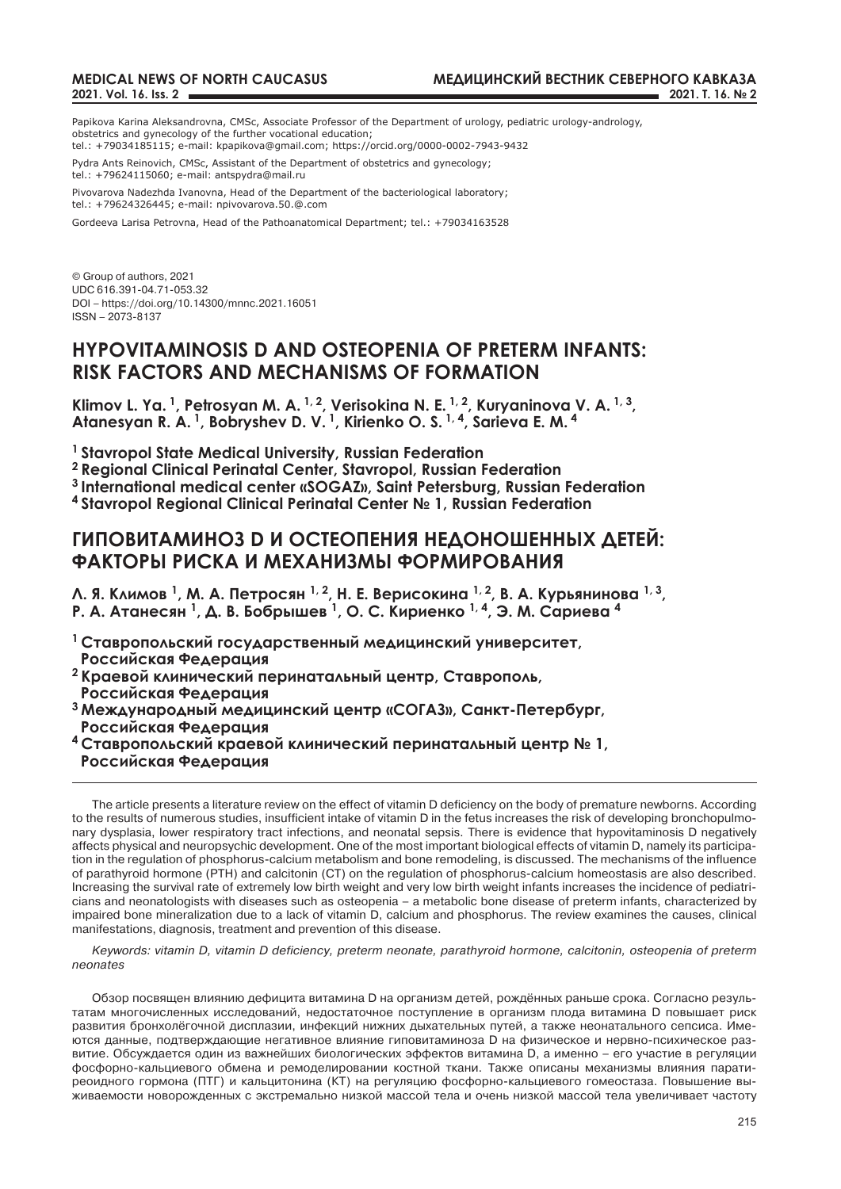Papikova Karina Aleksandrovna, CMSc, Associate Professor of the Department of urology, pediatric urology-andrology, obstetrics and gynecology of the further vocational education;
tel.: +79034185115; e-mail: kpapikova@gmail.com; https://orcid.org/0000-0002-7943-9432

Pydra Ants Reinovich, CMSc, Assistant of the Department of obstetrics and gynecology;
tel.: +79624115060; e-mail: antspydra@mail.ru

Pivovarova Nadezhda Ivanovna, Head of the Department of the bacteriological laboratory;
tel.: +79624326445; e-mail: npivovarova.50.@.com

Gordeeva Larisa Petrovna, Head of the Pathoanatomical Department; tel.: +79034163528

© Group of authors, 2021
UDC 616.391-04.71-053.32
DOI – https://doi.org/10.14300/mnnc.2021.16051
ISSN – 2073-8137

# HYPOVITAMINOSIS D AND OSTEOPENIA OF PRETERM INFANTS: RISK FACTORS AND MECHANISMS OF FORMATION

**Klimov L. Ya. [1], Petrosyan M. A. [1, 2], Verisokina N. E. [1, 2], Kuryaninova V. A. [1, 3], Atanesyan R. A. [1], Bobryshev D. V. [1], Kirienko O. S. [1, 4], Sarieva E. M. [4]**

**[1] Stavropol State Medical University, Russian Federation**
**[2] Regional Clinical Perinatal Center, Stavropol, Russian Federation**
**[3] International medical center «SOGAZ», Saint Petersburg, Russian Federation**
**[4] Stavropol Regional Clinical Perinatal Center № 1, Russian Federation**

# ГИПОВИТАМИНОЗ D И ОСТЕОПЕНИЯ НЕДОНОШЕННЫХ ДЕТЕЙ: ФАКТОРЫ РИСКА И МЕХАНИЗМЫ ФОРМИРОВАНИЯ

**Л. Я. Климов [1], М. А. Петросян [1, 2], Н. Е. Верисокина [1, 2], В. А. Курьянинова [1, 3], Р. А. Атанесян [1], Д. В. Бобрышев [1], О. С. Кириенко [1, 4], Э. М. Сариева [4]**

**[1] Ставропольский государственный медицинский университет, Российская Федерация**
**[2] Краевой клинический перинатальный центр, Ставрополь, Российская Федерация**
**[3] Международный медицинский центр «СОГАЗ», Санкт-Петербург, Российская Федерация**
**[4] Ставропольский краевой клинический перинатальный центр № 1, Российская Федерация**

The article presents a literature review on the effect of vitamin D deficiency on the body of premature newborns. According to the results of numerous studies, insufficient intake of vitamin D in the fetus increases the risk of developing bronchopulmonary dysplasia, lower respiratory tract infections, and neonatal sepsis. There is evidence that hypovitaminosis D negatively affects physical and neuropsychic development. One of the most important biological effects of vitamin D, namely its participation in the regulation of phosphorus-calcium metabolism and bone remodeling, is discussed. The mechanisms of the influence of parathyroid hormone (PTH) and calcitonin (CT) on the regulation of phosphorus-calcium homeostasis are also described. Increasing the survival rate of extremely low birth weight and very low birth weight infants increases the incidence of pediatricians and neonatologists with diseases such as osteopenia – a metabolic bone disease of preterm infants, characterized by impaired bone mineralization due to a lack of vitamin D, calcium and phosphorus. The review examines the causes, clinical manifestations, diagnosis, treatment and prevention of this disease.

*Keywords: vitamin D, vitamin D deficiency, preterm neonate, parathyroid hormone, calcitonin, osteopenia of preterm neonates*

Обзор посвящен влиянию дефицита витамина D на организм детей, рождённых раньше срока. Согласно результатам многочисленных исследований, недостаточное поступление в организм плода витамина D повышает риск развития бронхолёгочной дисплазии, инфекций нижних дыхательных путей, а также неонатального сепсиса. Имеются данные, подтверждающие негативное влияние гиповитаминоза D на физическое и нервно-психическое развитие. Обсуждается один из важнейших биологических эффектов витамина D, а именно – его участие в регуляции фосфорно-кальциевого обмена и ремоделировании костной ткани. Также описаны механизмы влияния паратиреоидного гормона (ПТГ) и кальцитонина (КТ) на регуляцию фосфорно-кальциевого гомеостаза. Повышение выживаемости новорожденных с экстремально низкой массой тела и очень низкой массой тела увеличивает частоту